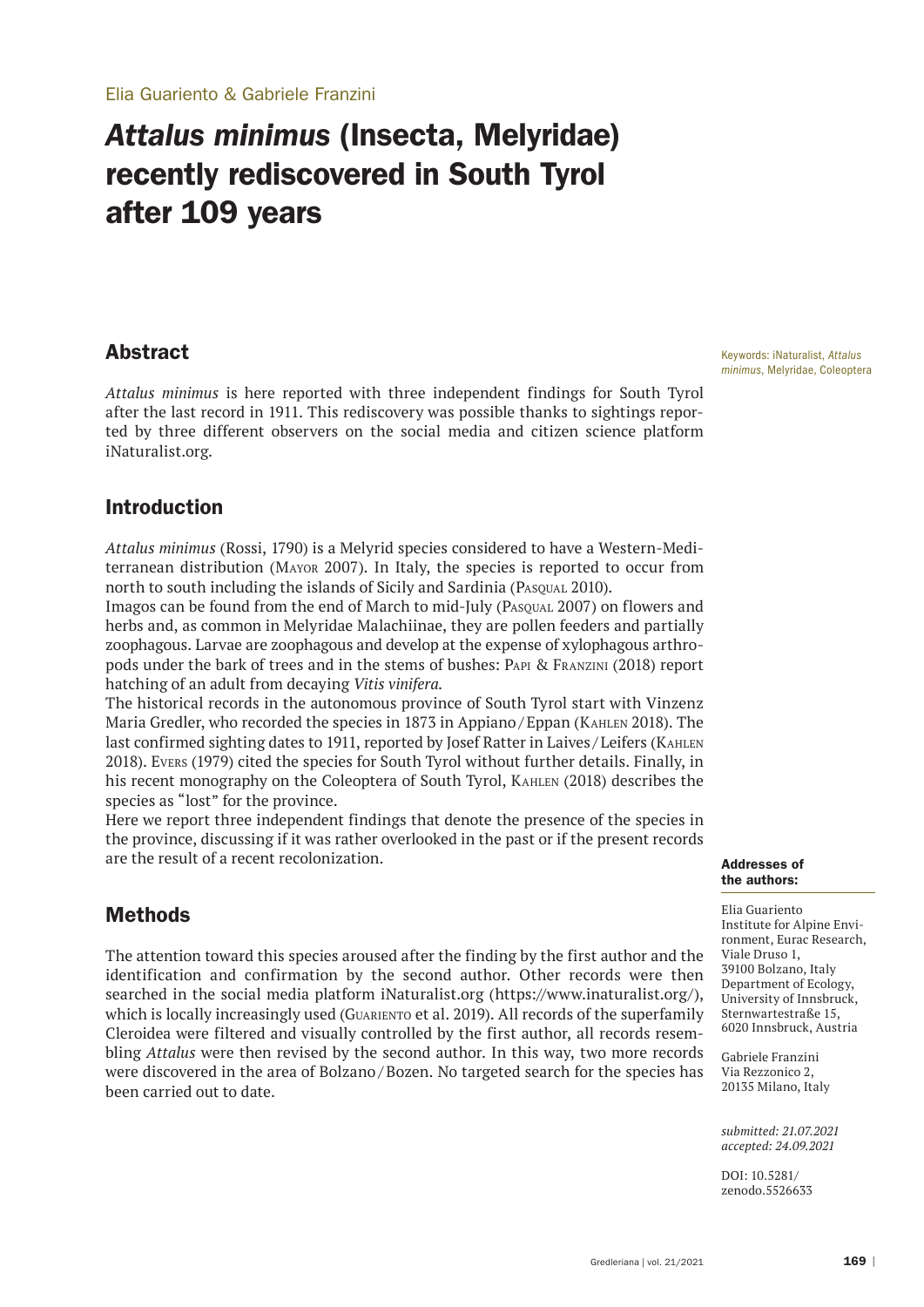Elia Guariento & Gabriele Franzini

# *Attalus minimus* (Insecta, Melyridae) recently rediscovered in South Tyrol after 109 years

## Abstract

*Attalus minimus* is here reported with three independent findings for South Tyrol after the last record in 1911. This rediscovery was possible thanks to sightings reported by three different observers on the social media and citizen science platform iNaturalist.org.

Keywords: iNaturalist, *Attalus minimus*, Melyridae, Coleoptera

## Introduction

*Attalus minimus* (Rossi, 1790) is a Melyrid species considered to have a Western-Mediterranean distribution (Mayor 2007). In Italy, the species is reported to occur from north to south including the islands of Sicily and Sardinia (Pasqual 2010).

Imagos can be found from the end of March to mid-July (Pasqual 2007) on flowers and herbs and, as common in Melyridae Malachiinae, they are pollen feeders and partially zoophagous. Larvae are zoophagous and develop at the expense of xylophagous arthropods under the bark of trees and in the stems of bushes: Papi & Franzini (2018) report hatching of an adult from decaying *Vitis vinifera*.

The historical records in the autonomous province of South Tyrol start with Vinzenz Maria Gredler, who recorded the species in 1873 in Appiano/Eppan (Kahlen 2018). The last confirmed sighting dates to 1911, reported by Josef Ratter in Laives/Leifers (Kahlen 2018). Evers (1979) cited the species for South Tyrol without further details. Finally, in his recent monography on the Coleoptera of South Tyrol, Kahlen (2018) describes the species as "lost" for the province.

Here we report three independent findings that denote the presence of the species in the province, discussing if it was rather overlooked in the past or if the present records are the result of a recent recolonization.

## Methods

The attention toward this species aroused after the finding by the first author and the identification and confirmation by the second author. Other records were then searched in the social media platform iNaturalist.org (https://www.inaturalist.org/), which is locally increasingly used (Guariento et al. 2019). All records of the superfamily Cleroidea were filtered and visually controlled by the first author, all records resembling *Attalus* were then revised by the second author. In this way, two more records were discovered in the area of Bolzano/Bozen. No targeted search for the species has been carried out to date.

**Addresses of the authors:**

Elia Guariento
Institute for Alpine Environment, Eurac Research, Viale Druso 1, 39100 Bolzano, Italy
Department of Ecology, University of Innsbruck, Sternwartestraße 15, 6020 Innsbruck, Austria

Gabriele Franzini
Via Rezzonico 2, 20135 Milano, Italy

*submitted: 21.07.2021*
*accepted: 24.09.2021*

DOI: 10.5281/zenodo.5526633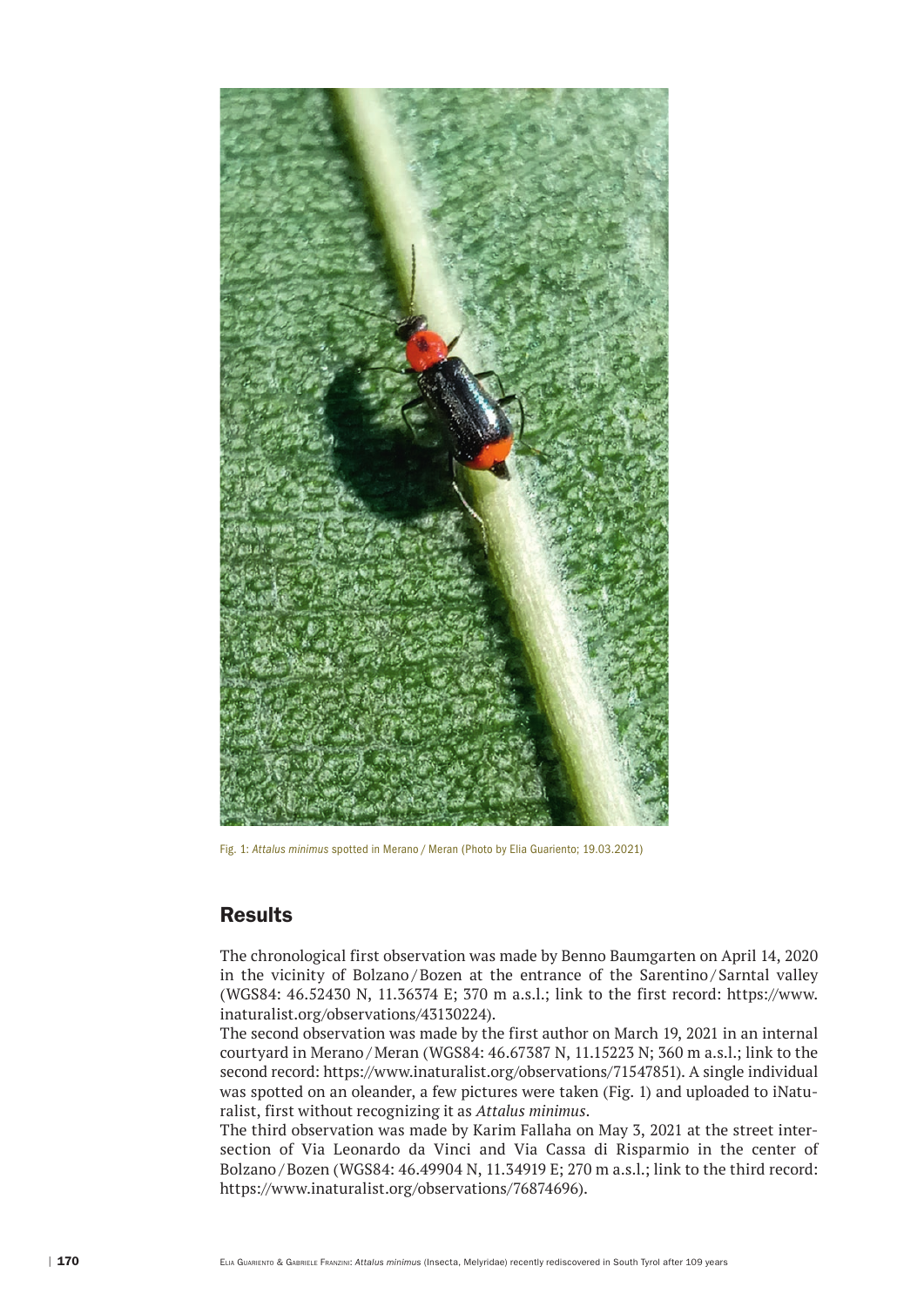Fig. 1: *Attalus minimus* spotted in Merano / Meran (Photo by Elia Guariento; 19.03.2021)

## Results

The chronological first observation was made by Benno Baumgarten on April 14, 2020 in the vicinity of Bolzano / Bozen at the entrance of the Sarentino / Sarntal valley (WGS84: 46.52430 N, 11.36374 E; 370 m a.s.l.; link to the first record: https://www.inaturalist.org/observations/43130224).

The second observation was made by the first author on March 19, 2021 in an internal courtyard in Merano / Meran (WGS84: 46.67387 N, 11.15223 N; 360 m a.s.l.; link to the second record: https://www.inaturalist.org/observations/71547851). A single individual was spotted on an oleander, a few pictures were taken (Fig. 1) and uploaded to iNaturalist, first without recognizing it as *Attalus minimus*.

The third observation was made by Karim Fallaha on May 3, 2021 at the street intersection of Via Leonardo da Vinci and Via Cassa di Risparmio in the center of Bolzano / Bozen (WGS84: 46.49904 N, 11.34919 E; 270 m a.s.l.; link to the third record: https://www.inaturalist.org/observations/76874696).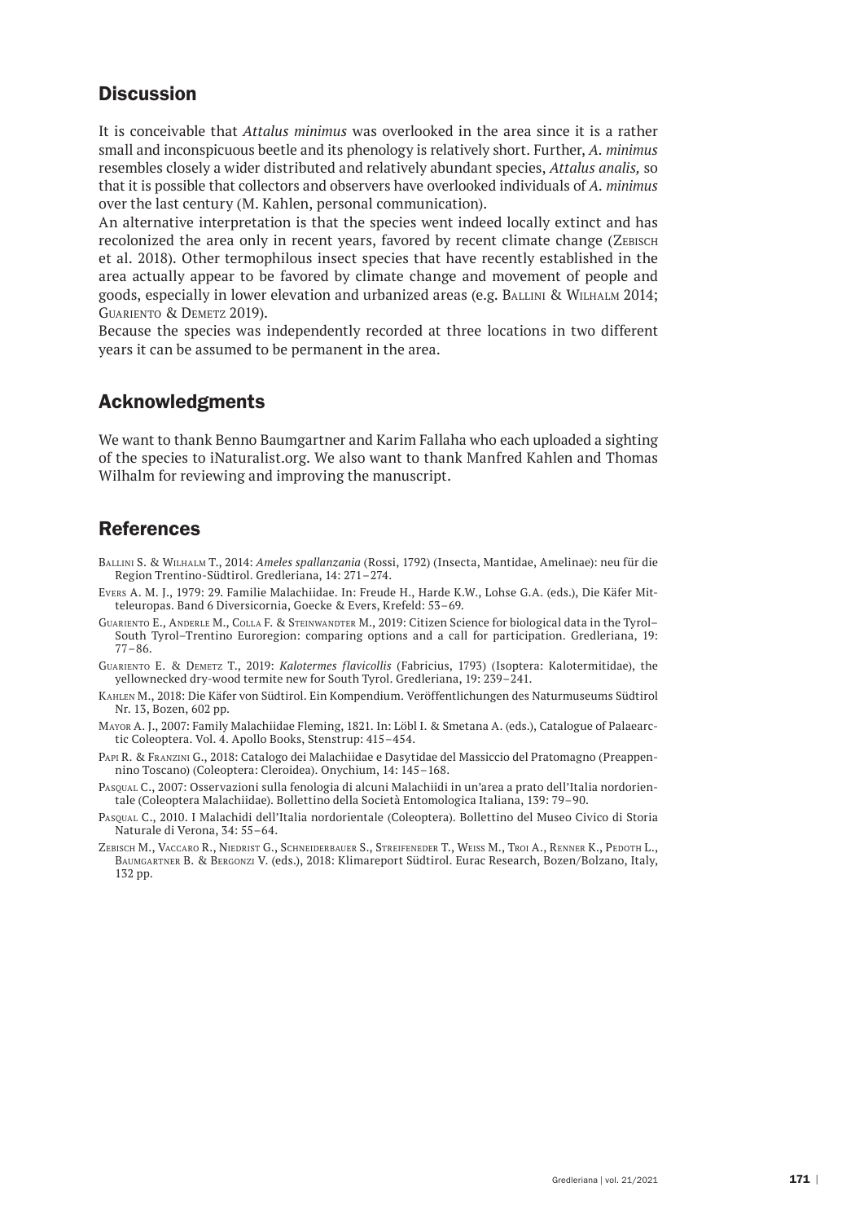## Discussion

It is conceivable that *Attalus minimus* was overlooked in the area since it is a rather small and inconspicuous beetle and its phenology is relatively short. Further, *A. minimus* resembles closely a wider distributed and relatively abundant species, *Attalus analis,* so that it is possible that collectors and observers have overlooked individuals of *A. minimus* over the last century (M. Kahlen, personal communication).

An alternative interpretation is that the species went indeed locally extinct and has recolonized the area only in recent years, favored by recent climate change (Zebisch et al. 2018). Other termophilous insect species that have recently established in the area actually appear to be favored by climate change and movement of people and goods, especially in lower elevation and urbanized areas (e.g. Ballini & Wilhalm 2014; Guariento & Demetz 2019).

Because the species was independently recorded at three locations in two different years it can be assumed to be permanent in the area.

## Acknowledgments

We want to thank Benno Baumgartner and Karim Fallaha who each uploaded a sighting of the species to iNaturalist.org. We also want to thank Manfred Kahlen and Thomas Wilhalm for reviewing and improving the manuscript.

## References

Ballini S. & Wilhalm T., 2014: *Ameles spallanzania* (Rossi, 1792) (Insecta, Mantidae, Amelinae): neu für die Region Trentino-Südtirol. Gredleriana, 14: 271–274.

Evers A. M. J., 1979: 29. Familie Malachiidae. In: Freude H., Harde K.W., Lohse G.A. (eds.), Die Käfer Mitteleuropas. Band 6 Diversicornia, Goecke & Evers, Krefeld: 53–69.

Guariento E., Anderle M., Colla F. & Steinwandter M., 2019: Citizen Science for biological data in the Tyrol–South Tyrol–Trentino Euroregion: comparing options and a call for participation. Gredleriana, 19: 77–86.

Guariento E. & Demetz T., 2019: *Kalotermes flavicollis* (Fabricius, 1793) (Isoptera: Kalotermitidae), the yellownecked dry-wood termite new for South Tyrol. Gredleriana, 19: 239–241.

Kahlen M., 2018: Die Käfer von Südtirol. Ein Kompendium. Veröffentlichungen des Naturmuseums Südtirol Nr. 13, Bozen, 602 pp.

Mayor A. J., 2007: Family Malachiidae Fleming, 1821. In: Löbl I. & Smetana A. (eds.), Catalogue of Palaearctic Coleoptera. Vol. 4. Apollo Books, Stenstrup: 415–454.

Papi R. & Franzini G., 2018: Catalogo dei Malachiidae e Dasytidae del Massiccio del Pratomagno (Preappennino Toscano) (Coleoptera: Cleroidea). Onychium, 14: 145–168.

Pasqual C., 2007: Osservazioni sulla fenologia di alcuni Malachiidi in un'area a prato dell'Italia nordorientale (Coleoptera Malachiidae). Bollettino della Società Entomologica Italiana, 139: 79–90.

Pasqual C., 2010. I Malachidi dell'Italia nordorientale (Coleoptera). Bollettino del Museo Civico di Storia Naturale di Verona, 34: 55–64.

Zebisch M., Vaccaro R., Niedrist G., Schneiderbauer S., Streifeneder T., Weiss M., Troi A., Renner K., Pedoth L., Baumgartner B. & Bergonzi V. (eds.), 2018: Klimareport Südtirol. Eurac Research, Bozen/Bolzano, Italy, 132 pp.